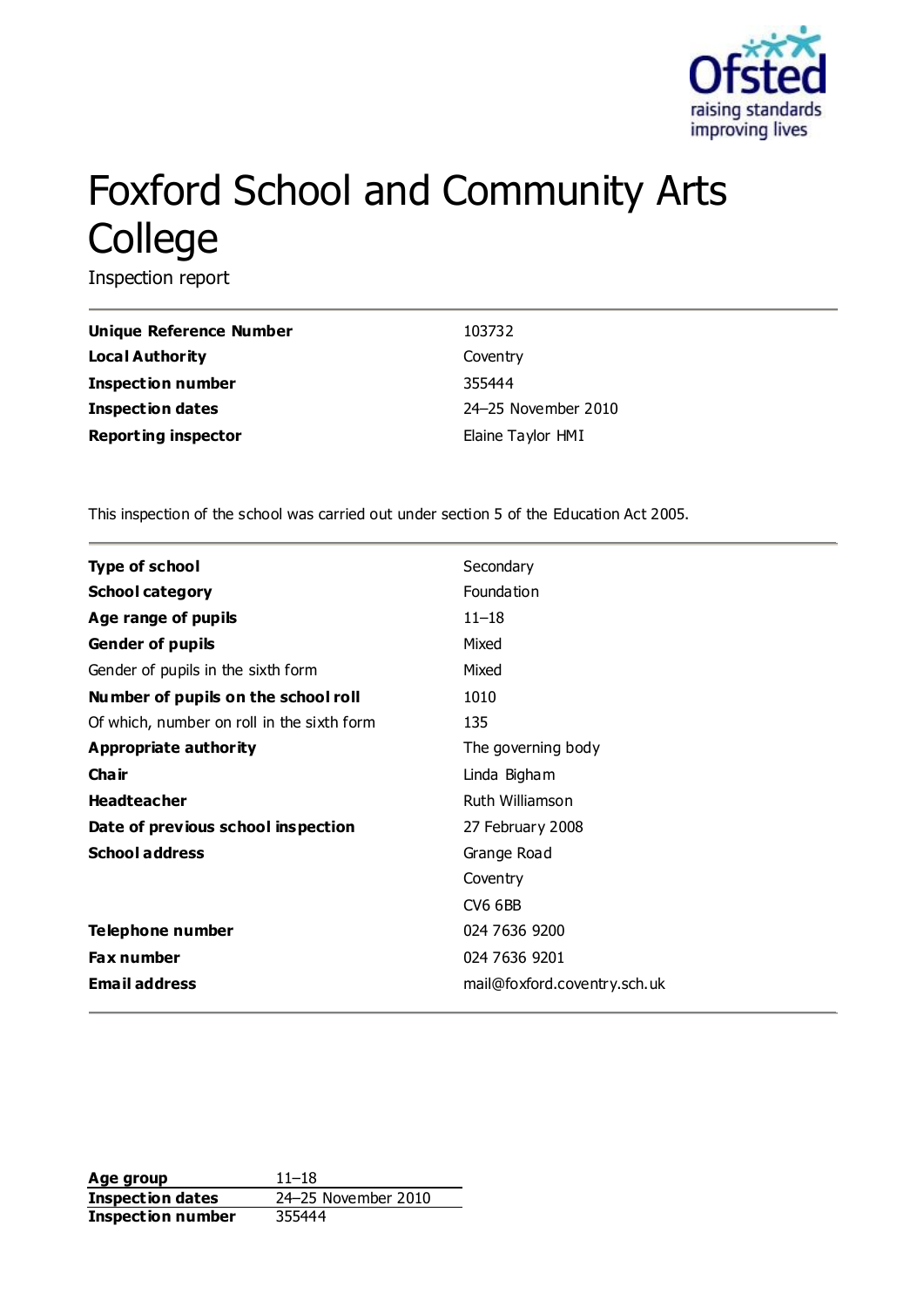# Foxford School and Community Arts College

Inspection report

| | |
|---|---|
| **Unique Reference Number** | 103732 |
| **Local Authority** | Coventry |
| **Inspection number** | 355444 |
| **Inspection dates** | 24–25 November 2010 |
| **Reporting inspector** | Elaine Taylor HMI |

This inspection of the school was carried out under section 5 of the Education Act 2005.

| | |
|---|---|
| **Type of school** | Secondary |
| **School category** | Foundation |
| **Age range of pupils** | 11–18 |
| **Gender of pupils** | Mixed |
| Gender of pupils in the sixth form | Mixed |
| **Number of pupils on the school roll** | 1010 |
| Of which, number on roll in the sixth form | 135 |
| **Appropriate authority** | The governing body |
| **Chair** | Linda Bigham |
| **Headteacher** | Ruth Williamson |
| **Date of previous school inspection** | 27 February 2008 |
| **School address** | Grange Road<br>Coventry<br>CV6 6BB |
| **Telephone number** | 024 7636 9200 |
| **Fax number** | 024 7636 9201 |
| **Email address** | mail@foxford.coventry.sch.uk |

| | |
|---|---|
| **Age group** | 11–18 |
| **Inspection dates** | 24–25 November 2010 |
| **Inspection number** | 355444 |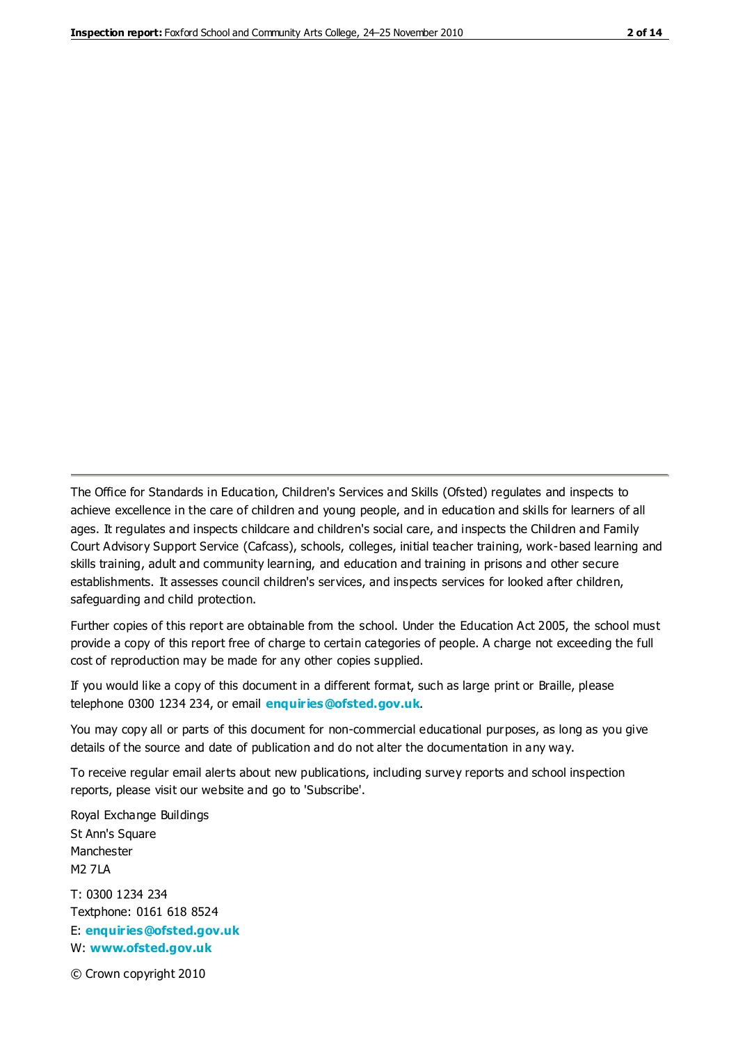The Office for Standards in Education, Children's Services and Skills (Ofsted) regulates and inspects to achieve excellence in the care of children and young people, and in education and skills for learners of all ages. It regulates and inspects childcare and children's social care, and inspects the Children and Family Court Advisory Support Service (Cafcass), schools, colleges, initial teacher training, work-based learning and skills training, adult and community learning, and education and training in prisons and other secure establishments. It assesses council children's services, and inspects services for looked after children, safeguarding and child protection.

Further copies of this report are obtainable from the school. Under the Education Act 2005, the school must provide a copy of this report free of charge to certain categories of people. A charge not exceeding the full cost of reproduction may be made for any other copies supplied.

If you would like a copy of this document in a different format, such as large print or Braille, please telephone 0300 1234 234, or email **enquiries@ofsted.gov.uk**.

You may copy all or parts of this document for non-commercial educational purposes, as long as you give details of the source and date of publication and do not alter the documentation in any way.

To receive regular email alerts about new publications, including survey reports and school inspection reports, please visit our website and go to 'Subscribe'.

Royal Exchange Buildings
St Ann's Square
Manchester
M2 7LA

T: 0300 1234 234
Textphone: 0161 618 8524
E: **enquiries@ofsted.gov.uk**
W: **www.ofsted.gov.uk**

© Crown copyright 2010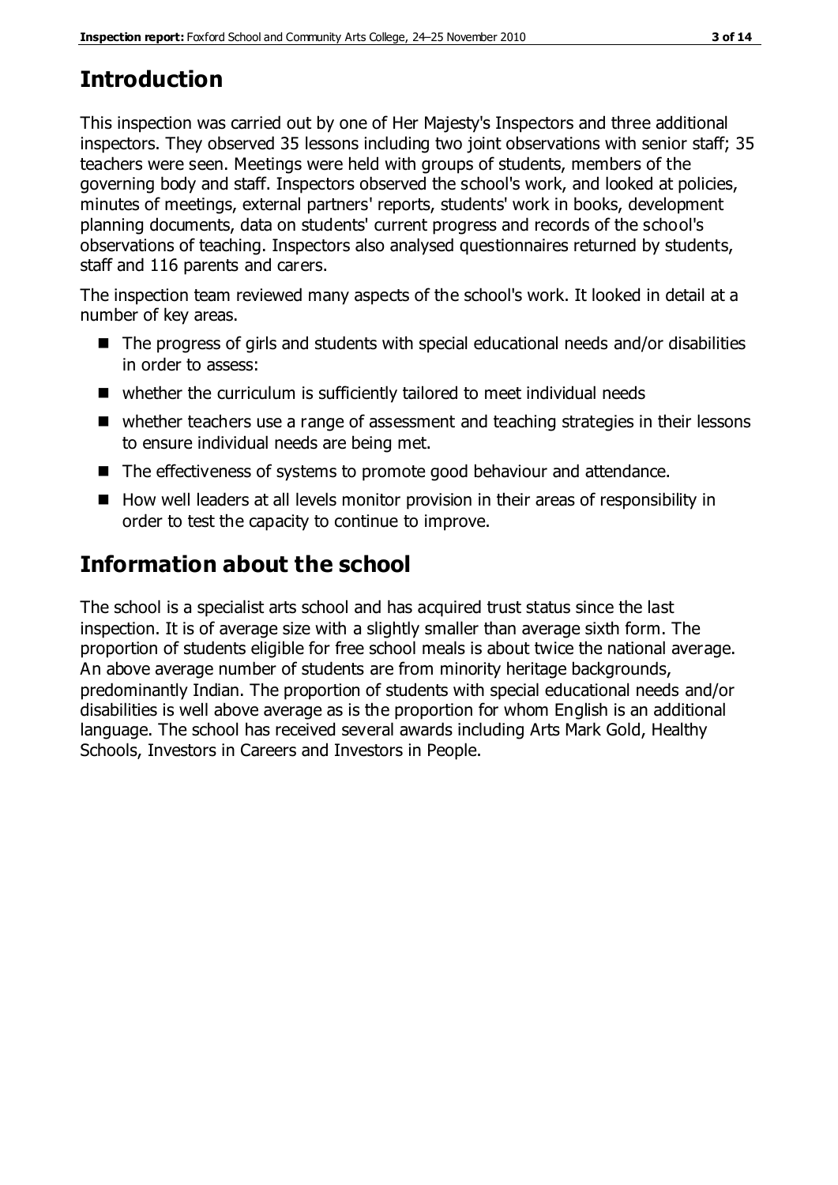## Introduction

This inspection was carried out by one of Her Majesty's Inspectors and three additional inspectors. They observed 35 lessons including two joint observations with senior staff; 35 teachers were seen. Meetings were held with groups of students, members of the governing body and staff. Inspectors observed the school's work, and looked at policies, minutes of meetings, external partners' reports, students' work in books, development planning documents, data on students' current progress and records of the school's observations of teaching. Inspectors also analysed questionnaires returned by students, staff and 116 parents and carers.

The inspection team reviewed many aspects of the school's work. It looked in detail at a number of key areas.

- The progress of girls and students with special educational needs and/or disabilities in order to assess:
- whether the curriculum is sufficiently tailored to meet individual needs
- whether teachers use a range of assessment and teaching strategies in their lessons to ensure individual needs are being met.
- The effectiveness of systems to promote good behaviour and attendance.
- How well leaders at all levels monitor provision in their areas of responsibility in order to test the capacity to continue to improve.

## Information about the school

The school is a specialist arts school and has acquired trust status since the last inspection. It is of average size with a slightly smaller than average sixth form. The proportion of students eligible for free school meals is about twice the national average. An above average number of students are from minority heritage backgrounds, predominantly Indian. The proportion of students with special educational needs and/or disabilities is well above average as is the proportion for whom English is an additional language. The school has received several awards including Arts Mark Gold, Healthy Schools, Investors in Careers and Investors in People.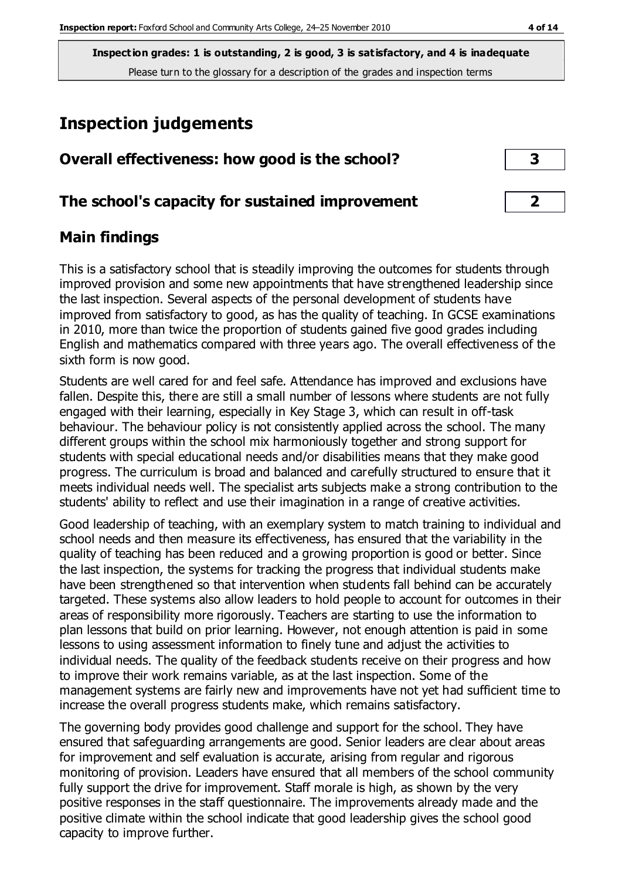**Inspection grades: 1 is outstanding, 2 is good, 3 is satisfactory, and 4 is inadequate**
Please turn to the glossary for a description of the grades and inspection terms

# Inspection judgements

| | |
|---|---|
| **Overall effectiveness: how good is the school?** | **3** |
| **The school's capacity for sustained improvement** | **2** |

## Main findings

This is a satisfactory school that is steadily improving the outcomes for students through improved provision and some new appointments that have strengthened leadership since the last inspection. Several aspects of the personal development of students have improved from satisfactory to good, as has the quality of teaching. In GCSE examinations in 2010, more than twice the proportion of students gained five good grades including English and mathematics compared with three years ago. The overall effectiveness of the sixth form is now good.

Students are well cared for and feel safe. Attendance has improved and exclusions have fallen. Despite this, there are still a small number of lessons where students are not fully engaged with their learning, especially in Key Stage 3, which can result in off-task behaviour. The behaviour policy is not consistently applied across the school. The many different groups within the school mix harmoniously together and strong support for students with special educational needs and/or disabilities means that they make good progress. The curriculum is broad and balanced and carefully structured to ensure that it meets individual needs well. The specialist arts subjects make a strong contribution to the students' ability to reflect and use their imagination in a range of creative activities.

Good leadership of teaching, with an exemplary system to match training to individual and school needs and then measure its effectiveness, has ensured that the variability in the quality of teaching has been reduced and a growing proportion is good or better. Since the last inspection, the systems for tracking the progress that individual students make have been strengthened so that intervention when students fall behind can be accurately targeted. These systems also allow leaders to hold people to account for outcomes in their areas of responsibility more rigorously. Teachers are starting to use the information to plan lessons that build on prior learning. However, not enough attention is paid in some lessons to using assessment information to finely tune and adjust the activities to individual needs. The quality of the feedback students receive on their progress and how to improve their work remains variable, as at the last inspection. Some of the management systems are fairly new and improvements have not yet had sufficient time to increase the overall progress students make, which remains satisfactory.

The governing body provides good challenge and support for the school. They have ensured that safeguarding arrangements are good. Senior leaders are clear about areas for improvement and self evaluation is accurate, arising from regular and rigorous monitoring of provision. Leaders have ensured that all members of the school community fully support the drive for improvement. Staff morale is high, as shown by the very positive responses in the staff questionnaire. The improvements already made and the positive climate within the school indicate that good leadership gives the school good capacity to improve further.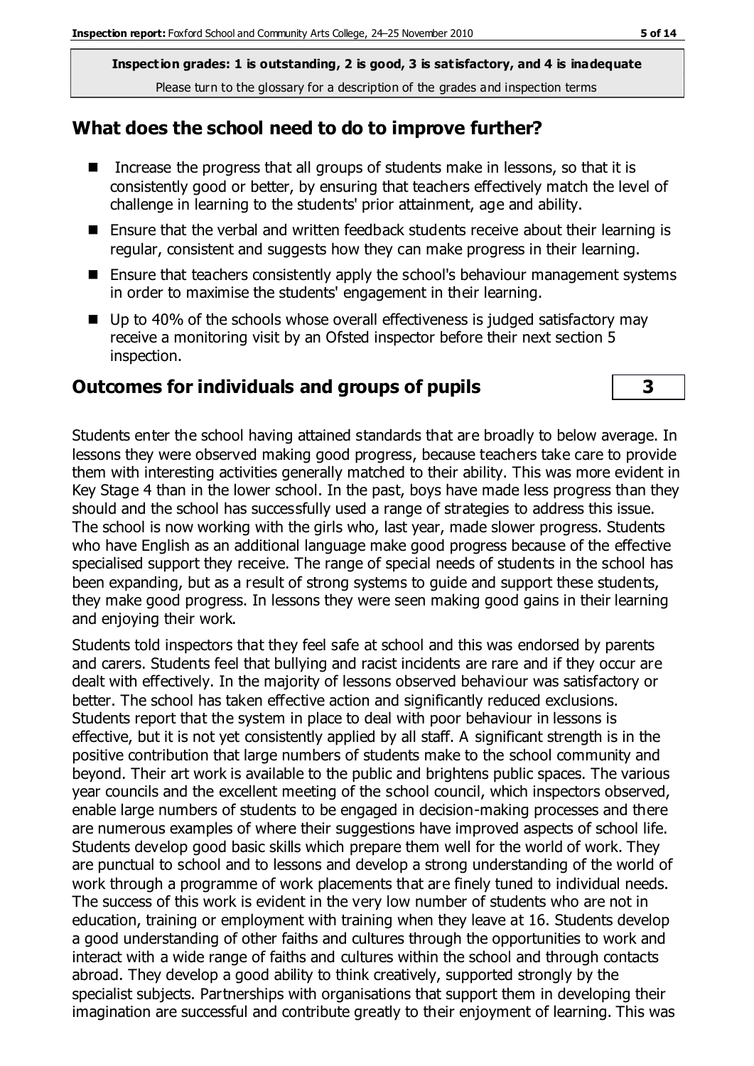**Inspection grades: 1 is outstanding, 2 is good, 3 is satisfactory, and 4 is inadequate**

Please turn to the glossary for a description of the grades and inspection terms

## What does the school need to do to improve further?

- Increase the progress that all groups of students make in lessons, so that it is consistently good or better, by ensuring that teachers effectively match the level of challenge in learning to the students' prior attainment, age and ability.
- Ensure that the verbal and written feedback students receive about their learning is regular, consistent and suggests how they can make progress in their learning.
- Ensure that teachers consistently apply the school's behaviour management systems in order to maximise the students' engagement in their learning.
- Up to 40% of the schools whose overall effectiveness is judged satisfactory may receive a monitoring visit by an Ofsted inspector before their next section 5 inspection.

## Outcomes for individuals and groups of pupils — 3

Students enter the school having attained standards that are broadly to below average. In lessons they were observed making good progress, because teachers take care to provide them with interesting activities generally matched to their ability. This was more evident in Key Stage 4 than in the lower school. In the past, boys have made less progress than they should and the school has successfully used a range of strategies to address this issue. The school is now working with the girls who, last year, made slower progress. Students who have English as an additional language make good progress because of the effective specialised support they receive. The range of special needs of students in the school has been expanding, but as a result of strong systems to guide and support these students, they make good progress. In lessons they were seen making good gains in their learning and enjoying their work.

Students told inspectors that they feel safe at school and this was endorsed by parents and carers. Students feel that bullying and racist incidents are rare and if they occur are dealt with effectively. In the majority of lessons observed behaviour was satisfactory or better. The school has taken effective action and significantly reduced exclusions. Students report that the system in place to deal with poor behaviour in lessons is effective, but it is not yet consistently applied by all staff. A significant strength is in the positive contribution that large numbers of students make to the school community and beyond. Their art work is available to the public and brightens public spaces. The various year councils and the excellent meeting of the school council, which inspectors observed, enable large numbers of students to be engaged in decision-making processes and there are numerous examples of where their suggestions have improved aspects of school life. Students develop good basic skills which prepare them well for the world of work. They are punctual to school and to lessons and develop a strong understanding of the world of work through a programme of work placements that are finely tuned to individual needs. The success of this work is evident in the very low number of students who are not in education, training or employment with training when they leave at 16. Students develop a good understanding of other faiths and cultures through the opportunities to work and interact with a wide range of faiths and cultures within the school and through contacts abroad. They develop a good ability to think creatively, supported strongly by the specialist subjects. Partnerships with organisations that support them in developing their imagination are successful and contribute greatly to their enjoyment of learning. This was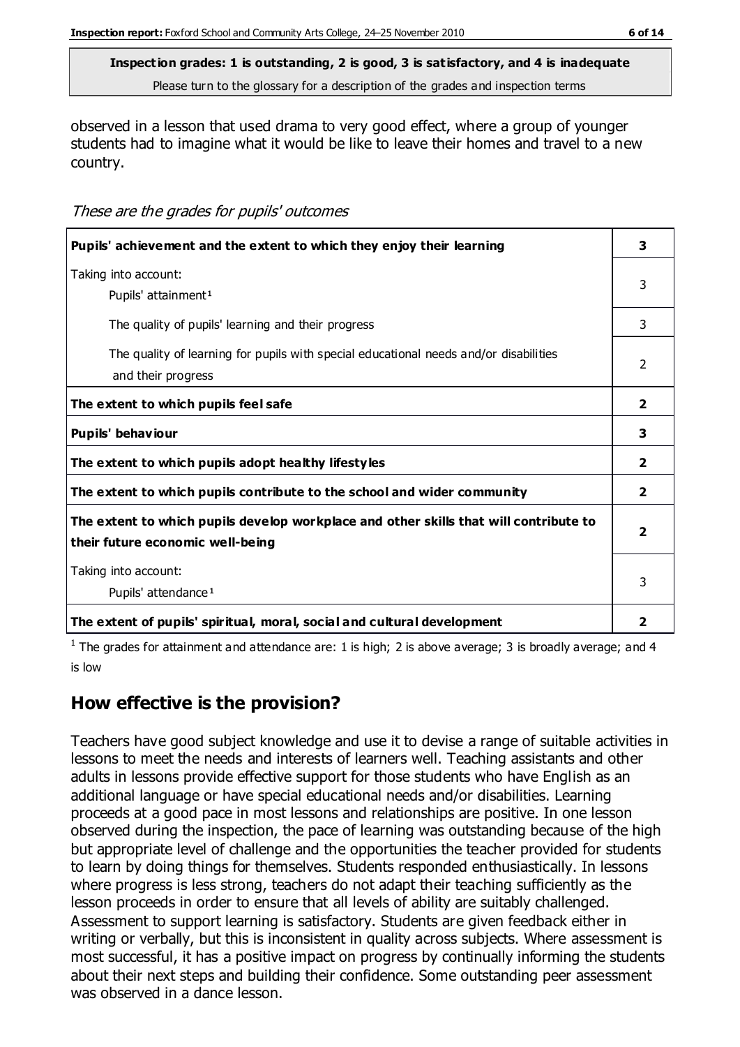**Inspection grades: 1 is outstanding, 2 is good, 3 is satisfactory, and 4 is inadequate**
Please turn to the glossary for a description of the grades and inspection terms

observed in a lesson that used drama to very good effect, where a group of younger students had to imagine what it would be like to leave their homes and travel to a new country.

*These are the grades for pupils' outcomes*

| | |
|---|---|
| **Pupils' achievement and the extent to which they enjoy their learning** | **3** |
| Taking into account:<br>Pupils' attainment[1] | 3 |
| The quality of pupils' learning and their progress | 3 |
| The quality of learning for pupils with special educational needs and/or disabilities and their progress | 2 |
| **The extent to which pupils feel safe** | **2** |
| **Pupils' behaviour** | **3** |
| **The extent to which pupils adopt healthy lifestyles** | **2** |
| **The extent to which pupils contribute to the school and wider community** | **2** |
| **The extent to which pupils develop workplace and other skills that will contribute to their future economic well-being** | **2** |
| Taking into account:<br>Pupils' attendance[1] | 3 |
| **The extent of pupils' spiritual, moral, social and cultural development** | **2** |

[1] The grades for attainment and attendance are: 1 is high; 2 is above average; 3 is broadly average; and 4 is low

## How effective is the provision?

Teachers have good subject knowledge and use it to devise a range of suitable activities in lessons to meet the needs and interests of learners well. Teaching assistants and other adults in lessons provide effective support for those students who have English as an additional language or have special educational needs and/or disabilities. Learning proceeds at a good pace in most lessons and relationships are positive. In one lesson observed during the inspection, the pace of learning was outstanding because of the high but appropriate level of challenge and the opportunities the teacher provided for students to learn by doing things for themselves. Students responded enthusiastically. In lessons where progress is less strong, teachers do not adapt their teaching sufficiently as the lesson proceeds in order to ensure that all levels of ability are suitably challenged. Assessment to support learning is satisfactory. Students are given feedback either in writing or verbally, but this is inconsistent in quality across subjects. Where assessment is most successful, it has a positive impact on progress by continually informing the students about their next steps and building their confidence. Some outstanding peer assessment was observed in a dance lesson.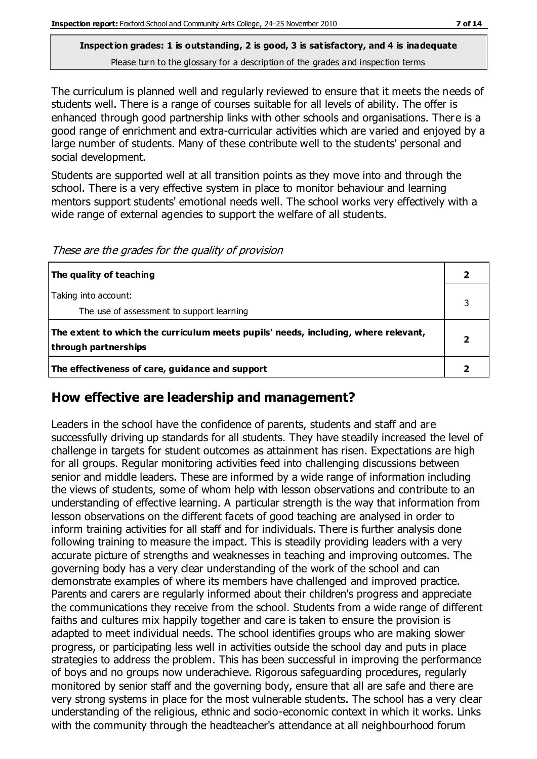**Inspection grades: 1 is outstanding, 2 is good, 3 is satisfactory, and 4 is inadequate**
Please turn to the glossary for a description of the grades and inspection terms

The curriculum is planned well and regularly reviewed to ensure that it meets the needs of students well. There is a range of courses suitable for all levels of ability. The offer is enhanced through good partnership links with other schools and organisations. There is a good range of enrichment and extra-curricular activities which are varied and enjoyed by a large number of students. Many of these contribute well to the students' personal and social development.

Students are supported well at all transition points as they move into and through the school. There is a very effective system in place to monitor behaviour and learning mentors support students' emotional needs well. The school works very effectively with a wide range of external agencies to support the welfare of all students.

*These are the grades for the quality of provision*

| | |
|---|---|
| **The quality of teaching** | **2** |
| Taking into account:<br>The use of assessment to support learning | 3 |
| **The extent to which the curriculum meets pupils' needs, including, where relevant, through partnerships** | **2** |
| **The effectiveness of care, guidance and support** | **2** |

## How effective are leadership and management?

Leaders in the school have the confidence of parents, students and staff and are successfully driving up standards for all students. They have steadily increased the level of challenge in targets for student outcomes as attainment has risen. Expectations are high for all groups. Regular monitoring activities feed into challenging discussions between senior and middle leaders. These are informed by a wide range of information including the views of students, some of whom help with lesson observations and contribute to an understanding of effective learning. A particular strength is the way that information from lesson observations on the different facets of good teaching are analysed in order to inform training activities for all staff and for individuals. There is further analysis done following training to measure the impact. This is steadily providing leaders with a very accurate picture of strengths and weaknesses in teaching and improving outcomes. The governing body has a very clear understanding of the work of the school and can demonstrate examples of where its members have challenged and improved practice. Parents and carers are regularly informed about their children's progress and appreciate the communications they receive from the school. Students from a wide range of different faiths and cultures mix happily together and care is taken to ensure the provision is adapted to meet individual needs. The school identifies groups who are making slower progress, or participating less well in activities outside the school day and puts in place strategies to address the problem. This has been successful in improving the performance of boys and no groups now underachieve. Rigorous safeguarding procedures, regularly monitored by senior staff and the governing body, ensure that all are safe and there are very strong systems in place for the most vulnerable students. The school has a very clear understanding of the religious, ethnic and socio-economic context in which it works. Links with the community through the headteacher's attendance at all neighbourhood forum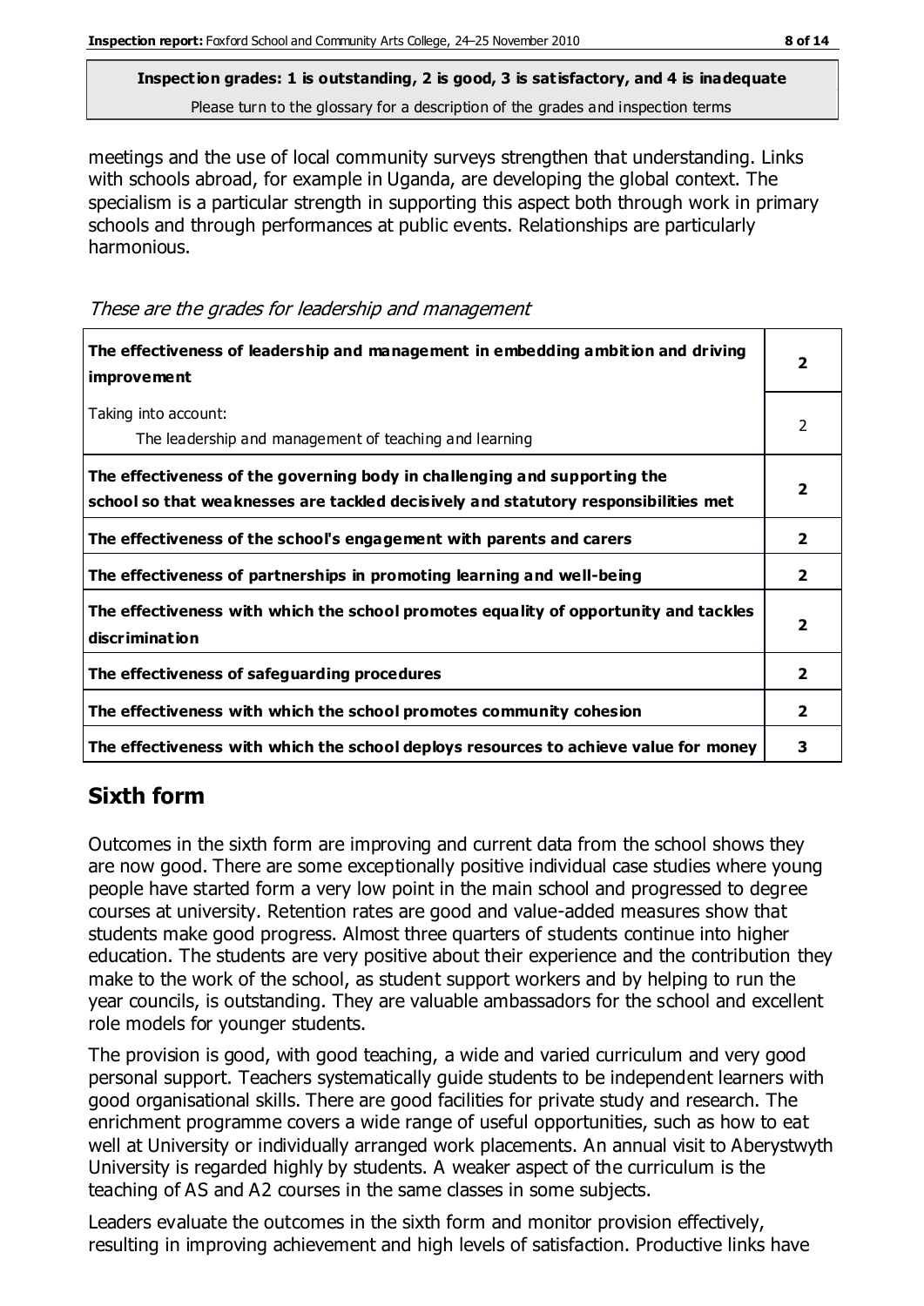**Inspection grades: 1 is outstanding, 2 is good, 3 is satisfactory, and 4 is inadequate**
Please turn to the glossary for a description of the grades and inspection terms

meetings and the use of local community surveys strengthen that understanding. Links with schools abroad, for example in Uganda, are developing the global context. The specialism is a particular strength in supporting this aspect both through work in primary schools and through performances at public events. Relationships are particularly harmonious.

*These are the grades for leadership and management*

| | |
|---|---|
| **The effectiveness of leadership and management in embedding ambition and driving improvement** | **2** |
| Taking into account: The leadership and management of teaching and learning | 2 |
| **The effectiveness of the governing body in challenging and supporting the school so that weaknesses are tackled decisively and statutory responsibilities met** | **2** |
| **The effectiveness of the school's engagement with parents and carers** | **2** |
| **The effectiveness of partnerships in promoting learning and well-being** | **2** |
| **The effectiveness with which the school promotes equality of opportunity and tackles discrimination** | **2** |
| **The effectiveness of safeguarding procedures** | **2** |
| **The effectiveness with which the school promotes community cohesion** | **2** |
| **The effectiveness with which the school deploys resources to achieve value for money** | **3** |

## Sixth form

Outcomes in the sixth form are improving and current data from the school shows they are now good. There are some exceptionally positive individual case studies where young people have started form a very low point in the main school and progressed to degree courses at university. Retention rates are good and value-added measures show that students make good progress. Almost three quarters of students continue into higher education. The students are very positive about their experience and the contribution they make to the work of the school, as student support workers and by helping to run the year councils, is outstanding. They are valuable ambassadors for the school and excellent role models for younger students.

The provision is good, with good teaching, a wide and varied curriculum and very good personal support. Teachers systematically guide students to be independent learners with good organisational skills. There are good facilities for private study and research. The enrichment programme covers a wide range of useful opportunities, such as how to eat well at University or individually arranged work placements. An annual visit to Aberystwyth University is regarded highly by students. A weaker aspect of the curriculum is the teaching of AS and A2 courses in the same classes in some subjects.

Leaders evaluate the outcomes in the sixth form and monitor provision effectively, resulting in improving achievement and high levels of satisfaction. Productive links have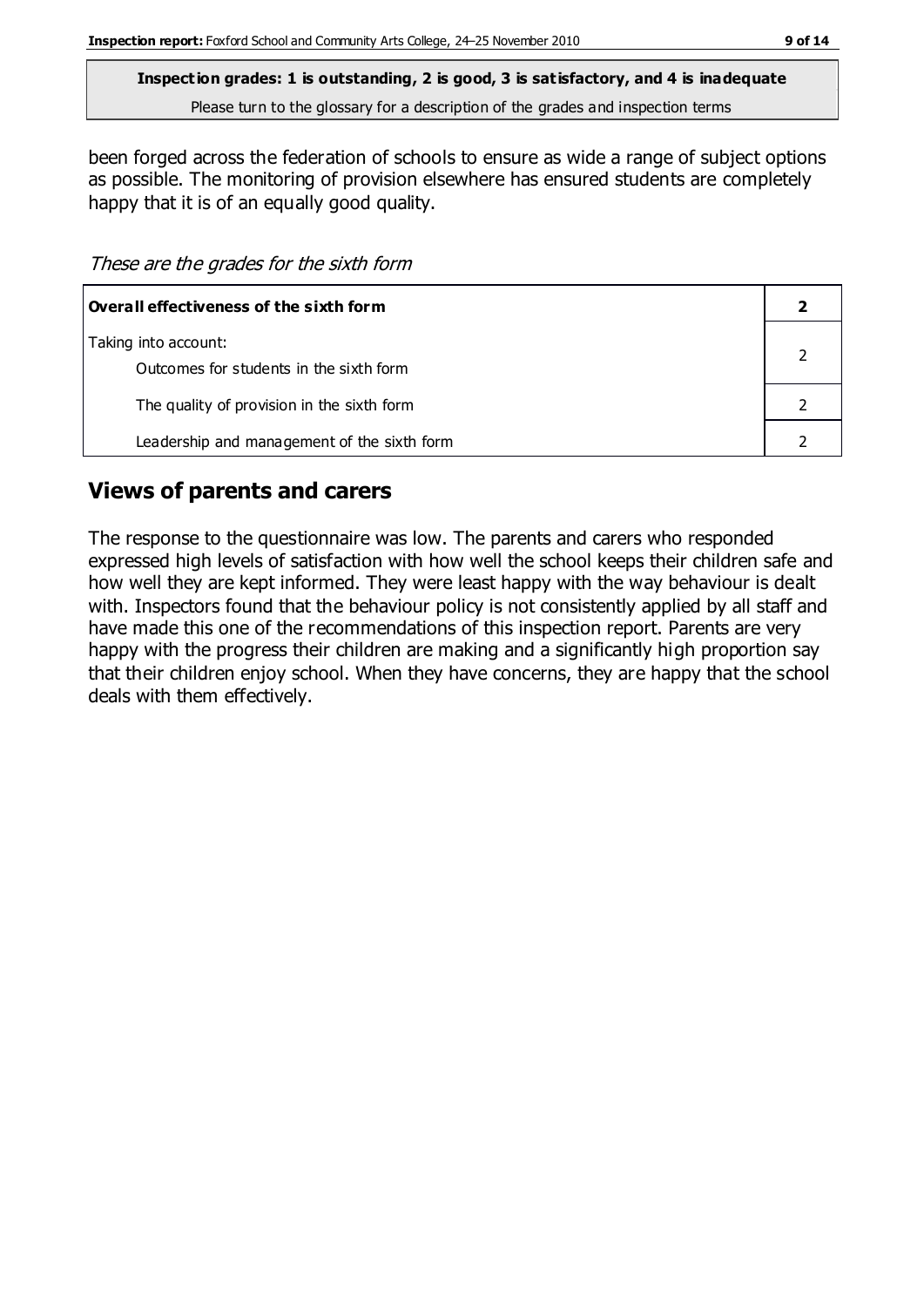**Inspection grades: 1 is outstanding, 2 is good, 3 is satisfactory, and 4 is inadequate**
Please turn to the glossary for a description of the grades and inspection terms

been forged across the federation of schools to ensure as wide a range of subject options as possible. The monitoring of provision elsewhere has ensured students are completely happy that it is of an equally good quality.

*These are the grades for the sixth form*

| **Overall effectiveness of the sixth form** | **2** |
|---|---|
| Taking into account:<br>Outcomes for students in the sixth form | 2 |
| The quality of provision in the sixth form | 2 |
| Leadership and management of the sixth form | 2 |

## Views of parents and carers

The response to the questionnaire was low. The parents and carers who responded expressed high levels of satisfaction with how well the school keeps their children safe and how well they are kept informed. They were least happy with the way behaviour is dealt with. Inspectors found that the behaviour policy is not consistently applied by all staff and have made this one of the recommendations of this inspection report. Parents are very happy with the progress their children are making and a significantly high proportion say that their children enjoy school. When they have concerns, they are happy that the school deals with them effectively.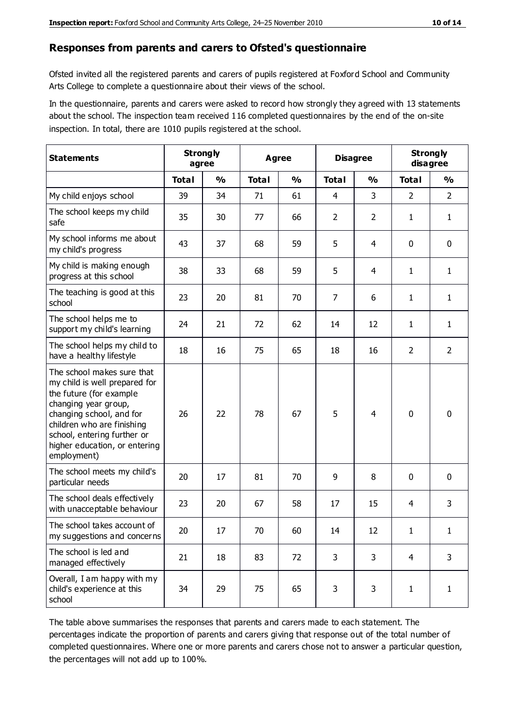## Responses from parents and carers to Ofsted's questionnaire

Ofsted invited all the registered parents and carers of pupils registered at Foxford School and Community Arts College to complete a questionnaire about their views of the school.

In the questionnaire, parents and carers were asked to record how strongly they agreed with 13 statements about the school. The inspection team received 116 completed questionnaires by the end of the on-site inspection. In total, there are 1010 pupils registered at the school.

| Statements | Strongly agree | | Agree | | Disagree | | Strongly disagree | |
|---|---|---|---|---|---|---|---|---|
| | Total | % | Total | % | Total | % | Total | % |
| My child enjoys school | 39 | 34 | 71 | 61 | 4 | 3 | 2 | 2 |
| The school keeps my child safe | 35 | 30 | 77 | 66 | 2 | 2 | 1 | 1 |
| My school informs me about my child's progress | 43 | 37 | 68 | 59 | 5 | 4 | 0 | 0 |
| My child is making enough progress at this school | 38 | 33 | 68 | 59 | 5 | 4 | 1 | 1 |
| The teaching is good at this school | 23 | 20 | 81 | 70 | 7 | 6 | 1 | 1 |
| The school helps me to support my child's learning | 24 | 21 | 72 | 62 | 14 | 12 | 1 | 1 |
| The school helps my child to have a healthy lifestyle | 18 | 16 | 75 | 65 | 18 | 16 | 2 | 2 |
| The school makes sure that my child is well prepared for the future (for example changing year group, changing school, and for children who are finishing school, entering further or higher education, or entering employment) | 26 | 22 | 78 | 67 | 5 | 4 | 0 | 0 |
| The school meets my child's particular needs | 20 | 17 | 81 | 70 | 9 | 8 | 0 | 0 |
| The school deals effectively with unacceptable behaviour | 23 | 20 | 67 | 58 | 17 | 15 | 4 | 3 |
| The school takes account of my suggestions and concerns | 20 | 17 | 70 | 60 | 14 | 12 | 1 | 1 |
| The school is led and managed effectively | 21 | 18 | 83 | 72 | 3 | 3 | 4 | 3 |
| Overall, I am happy with my child's experience at this school | 34 | 29 | 75 | 65 | 3 | 3 | 1 | 1 |

The table above summarises the responses that parents and carers made to each statement. The percentages indicate the proportion of parents and carers giving that response out of the total number of completed questionnaires. Where one or more parents and carers chose not to answer a particular question, the percentages will not add up to 100%.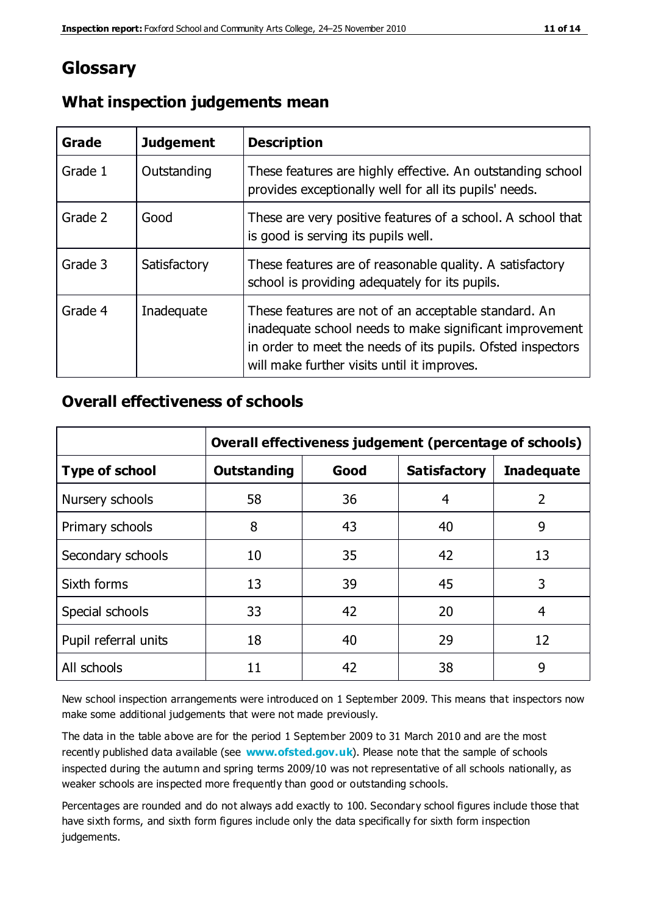# Glossary

## What inspection judgements mean

| Grade | Judgement | Description |
| --- | --- | --- |
| Grade 1 | Outstanding | These features are highly effective. An outstanding school provides exceptionally well for all its pupils' needs. |
| Grade 2 | Good | These are very positive features of a school. A school that is good is serving its pupils well. |
| Grade 3 | Satisfactory | These features are of reasonable quality. A satisfactory school is providing adequately for its pupils. |
| Grade 4 | Inadequate | These features are not of an acceptable standard. An inadequate school needs to make significant improvement in order to meet the needs of its pupils. Ofsted inspectors will make further visits until it improves. |

## Overall effectiveness of schools

| | Overall effectiveness judgement (percentage of schools) | | | |
| --- | --- | --- | --- | --- |
| **Type of school** | **Outstanding** | **Good** | **Satisfactory** | **Inadequate** |
| Nursery schools | 58 | 36 | 4 | 2 |
| Primary schools | 8 | 43 | 40 | 9 |
| Secondary schools | 10 | 35 | 42 | 13 |
| Sixth forms | 13 | 39 | 45 | 3 |
| Special schools | 33 | 42 | 20 | 4 |
| Pupil referral units | 18 | 40 | 29 | 12 |
| All schools | 11 | 42 | 38 | 9 |

New school inspection arrangements were introduced on 1 September 2009. This means that inspectors now make some additional judgements that were not made previously.

The data in the table above are for the period 1 September 2009 to 31 March 2010 and are the most recently published data available (see **www.ofsted.gov.uk**). Please note that the sample of schools inspected during the autumn and spring terms 2009/10 was not representative of all schools nationally, as weaker schools are inspected more frequently than good or outstanding schools.

Percentages are rounded and do not always add exactly to 100. Secondary school figures include those that have sixth forms, and sixth form figures include only the data specifically for sixth form inspection judgements.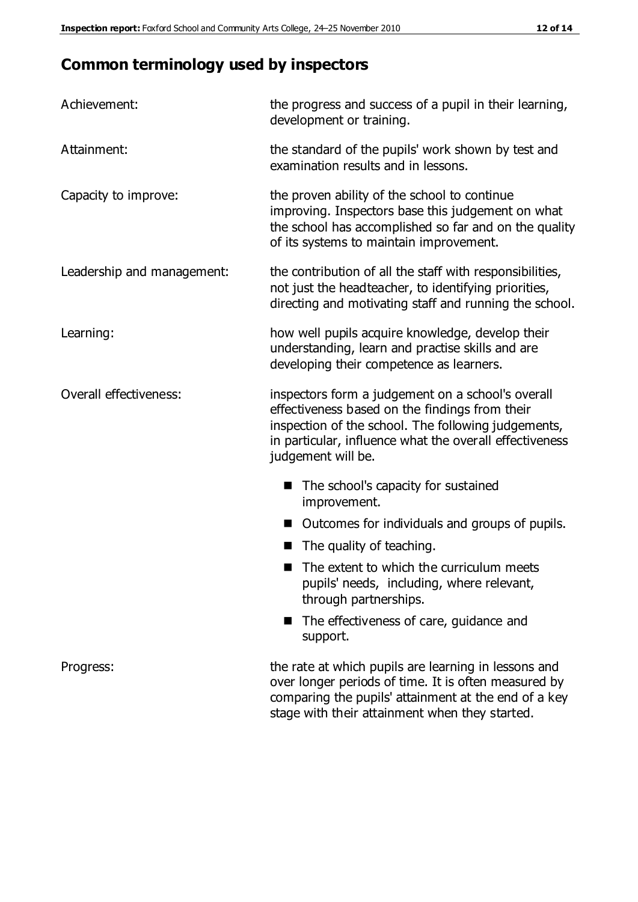## Common terminology used by inspectors

| | |
|---|---|
| Achievement: | the progress and success of a pupil in their learning, development or training. |
| Attainment: | the standard of the pupils' work shown by test and examination results and in lessons. |
| Capacity to improve: | the proven ability of the school to continue improving. Inspectors base this judgement on what the school has accomplished so far and on the quality of its systems to maintain improvement. |
| Leadership and management: | the contribution of all the staff with responsibilities, not just the headteacher, to identifying priorities, directing and motivating staff and running the school. |
| Learning: | how well pupils acquire knowledge, develop their understanding, learn and practise skills and are developing their competence as learners. |
| Overall effectiveness: | inspectors form a judgement on a school's overall effectiveness based on the findings from their inspection of the school. The following judgements, in particular, influence what the overall effectiveness judgement will be. |

- The school's capacity for sustained improvement.
- Outcomes for individuals and groups of pupils.
- The quality of teaching.
- The extent to which the curriculum meets pupils' needs, including, where relevant, through partnerships.
- The effectiveness of care, guidance and support.

| | |
|---|---|
| Progress: | the rate at which pupils are learning in lessons and over longer periods of time. It is often measured by comparing the pupils' attainment at the end of a key stage with their attainment when they started. |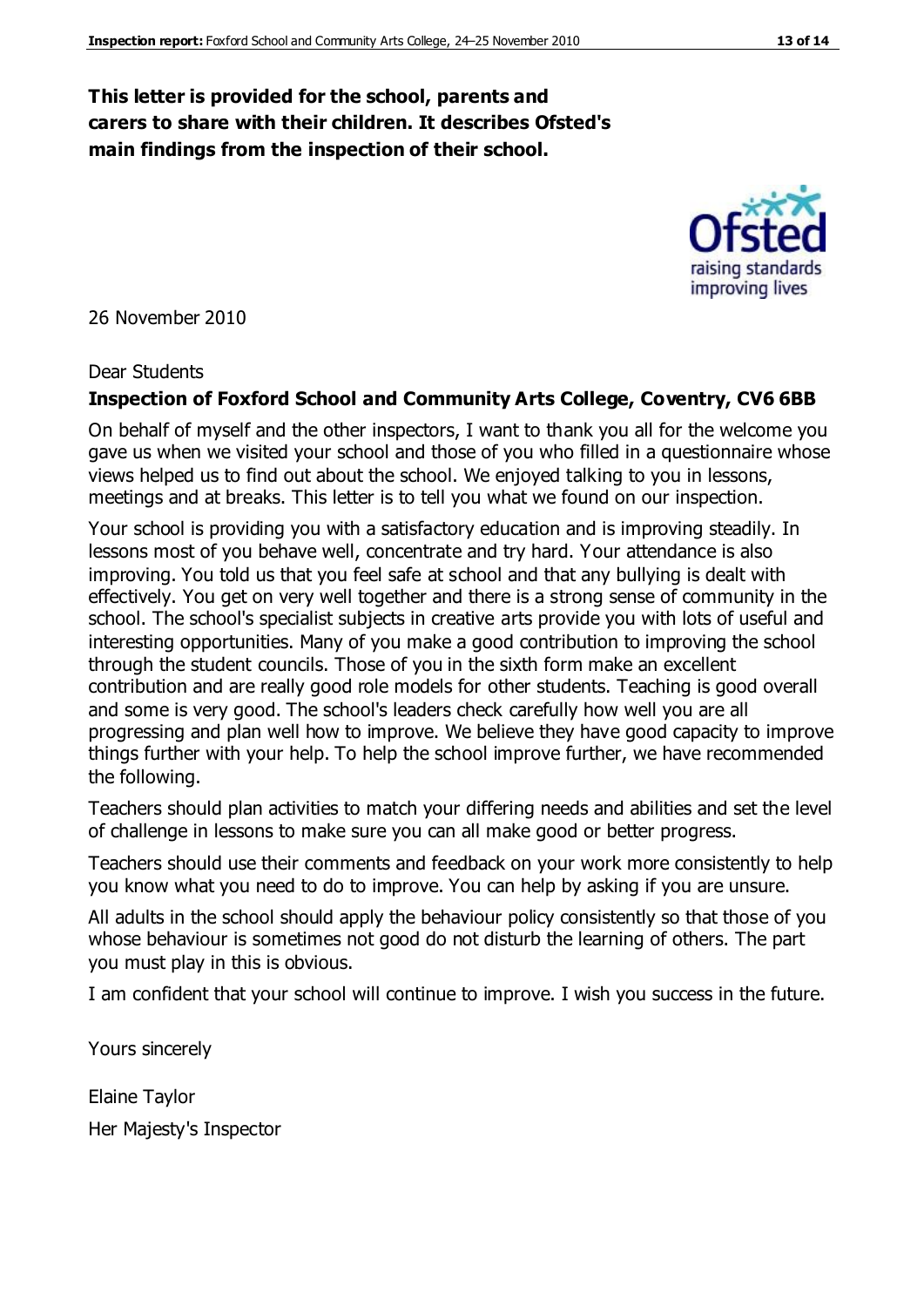**This letter is provided for the school, parents and carers to share with their children. It describes Ofsted's main findings from the inspection of their school.**

26 November 2010

Dear Students

**Inspection of Foxford School and Community Arts College, Coventry, CV6 6BB**

On behalf of myself and the other inspectors, I want to thank you all for the welcome you gave us when we visited your school and those of you who filled in a questionnaire whose views helped us to find out about the school. We enjoyed talking to you in lessons, meetings and at breaks. This letter is to tell you what we found on our inspection.

Your school is providing you with a satisfactory education and is improving steadily. In lessons most of you behave well, concentrate and try hard. Your attendance is also improving. You told us that you feel safe at school and that any bullying is dealt with effectively. You get on very well together and there is a strong sense of community in the school. The school's specialist subjects in creative arts provide you with lots of useful and interesting opportunities. Many of you make a good contribution to improving the school through the student councils. Those of you in the sixth form make an excellent contribution and are really good role models for other students. Teaching is good overall and some is very good. The school's leaders check carefully how well you are all progressing and plan well how to improve. We believe they have good capacity to improve things further with your help. To help the school improve further, we have recommended the following.

Teachers should plan activities to match your differing needs and abilities and set the level of challenge in lessons to make sure you can all make good or better progress.

Teachers should use their comments and feedback on your work more consistently to help you know what you need to do to improve. You can help by asking if you are unsure.

All adults in the school should apply the behaviour policy consistently so that those of you whose behaviour is sometimes not good do not disturb the learning of others. The part you must play in this is obvious.

I am confident that your school will continue to improve. I wish you success in the future.

Yours sincerely

Elaine Taylor

Her Majesty's Inspector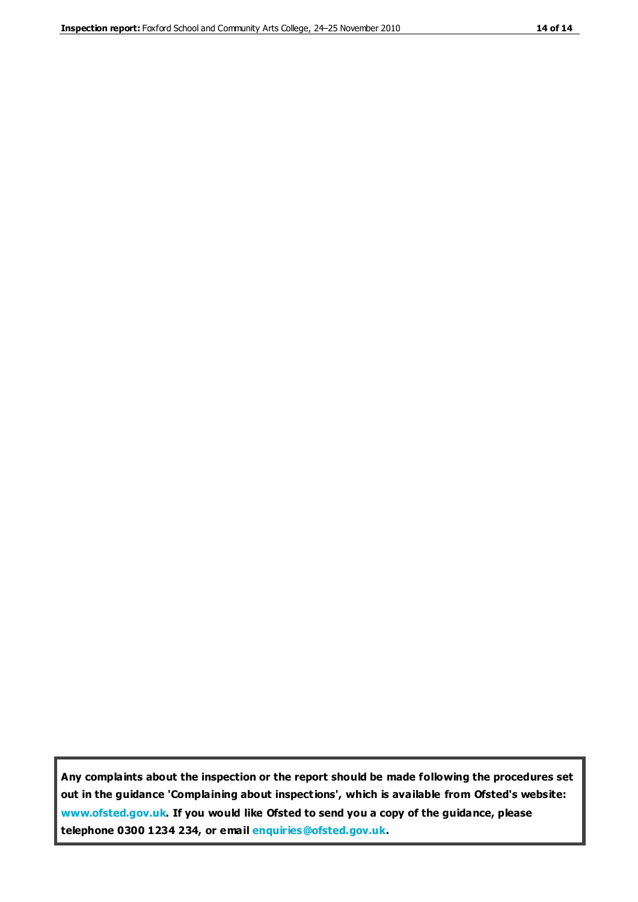**Any complaints about the inspection or the report should be made following the procedures set out in the guidance 'Complaining about inspections', which is available from Ofsted's website: www.ofsted.gov.uk. If you would like Ofsted to send you a copy of the guidance, please telephone 0300 1234 234, or email enquiries@ofsted.gov.uk.**